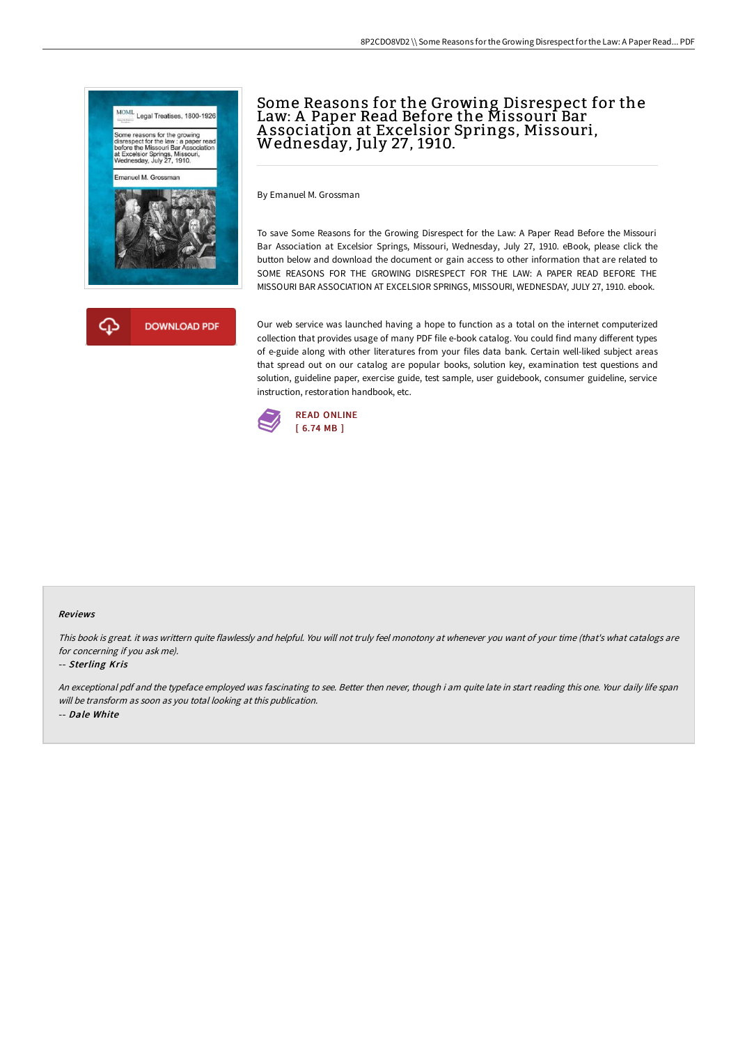# Some Reasons for the Growing Disrespect for the Law: A Paper Read Before the Missouri Bar Association at Excelsior Springs, Missouri, Wednesday, July 27, 1910.

By Emanuel M. Grossman

To save Some Reasons for the Growing Disrespect for the Law: A Paper Read Before the Missouri Bar Association at Excelsior Springs, Missouri, Wednesday, July 27, 1910. eBook, please click the button below and download the document or gain access to other information that are related to SOME REASONS FOR THE GROWING DISRESPECT FOR THE LAW: A PAPER READ BEFORE THE MISSOURI BAR ASSOCIATION AT EXCELSIOR SPRINGS, MISSOURI, WEDNESDAY, JULY 27, 1910. ebook.

DOWNLOAD PDF

Our web service was launched having a hope to function as a total on the internet computerized collection that provides usage of many PDF file e-book catalog. You could find many different types of e-guide along with other literatures from your files data bank. Certain well-liked subject areas that spread out on our catalog are popular books, solution key, examination test questions and solution, guideline paper, exercise guide, test sample, user guidebook, consumer guideline, service instruction, restoration handbook, etc.

READ ONLINE
[ 6.74 MB ]

### Reviews

*This book is great. it was writtern quite flawlessly and helpful. You will not truly feel monotony at whenever you want of your time (that's what catalogs are for concerning if you ask me).*

-- ***Sterling Kris***

*An exceptional pdf and the typeface employed was fascinating to see. Better then never, though i am quite late in start reading this one. Your daily life span will be transform as soon as you total looking at this publication.*

-- ***Dale White***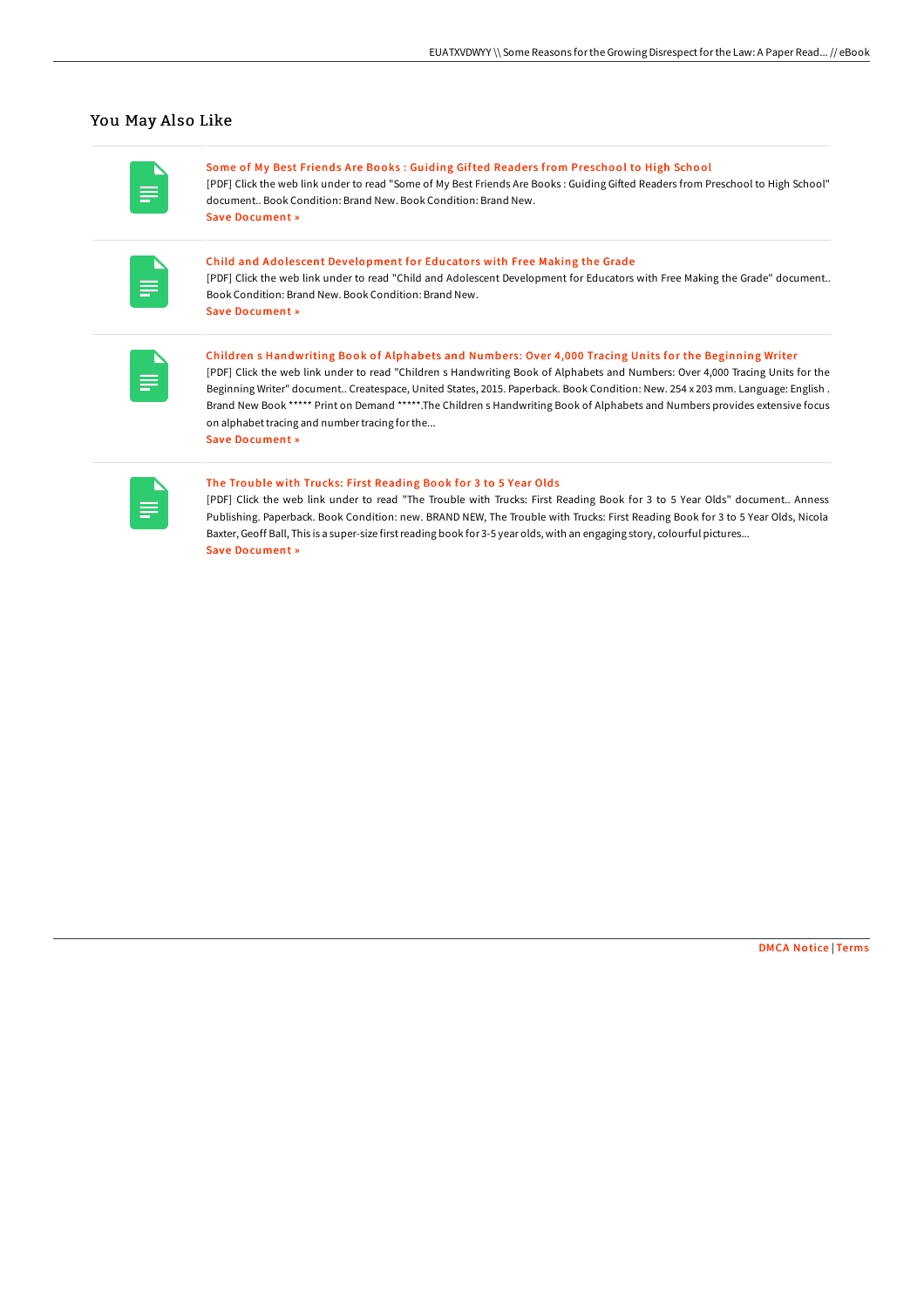## You May Also Like

### Some of My Best Friends Are Books : Guiding Gifted Readers from Preschool to High School

[PDF] Click the web link under to read "Some of My Best Friends Are Books : Guiding Gifted Readers from Preschool to High School" document.. Book Condition: Brand New. Book Condition: Brand New.

Save Document »

### Child and Adolescent Development for Educators with Free Making the Grade

[PDF] Click the web link under to read "Child and Adolescent Development for Educators with Free Making the Grade" document.. Book Condition: Brand New. Book Condition: Brand New.

Save Document »

### Children s Handwriting Book of Alphabets and Numbers: Over 4,000 Tracing Units for the Beginning Writer

[PDF] Click the web link under to read "Children s Handwriting Book of Alphabets and Numbers: Over 4,000 Tracing Units for the Beginning Writer" document.. Createspace, United States, 2015. Paperback. Book Condition: New. 254 x 203 mm. Language: English . Brand New Book ***** Print on Demand *****.The Children s Handwriting Book of Alphabets and Numbers provides extensive focus on alphabet tracing and number tracing for the...

Save Document »

### The Trouble with Trucks: First Reading Book for 3 to 5 Year Olds

[PDF] Click the web link under to read "The Trouble with Trucks: First Reading Book for 3 to 5 Year Olds" document.. Anness Publishing. Paperback. Book Condition: new. BRAND NEW, The Trouble with Trucks: First Reading Book for 3 to 5 Year Olds, Nicola Baxter, Geoff Ball, This is a super-size first reading book for 3-5 year olds, with an engaging story, colourful pictures...

Save Document »

DMCA Notice | Terms